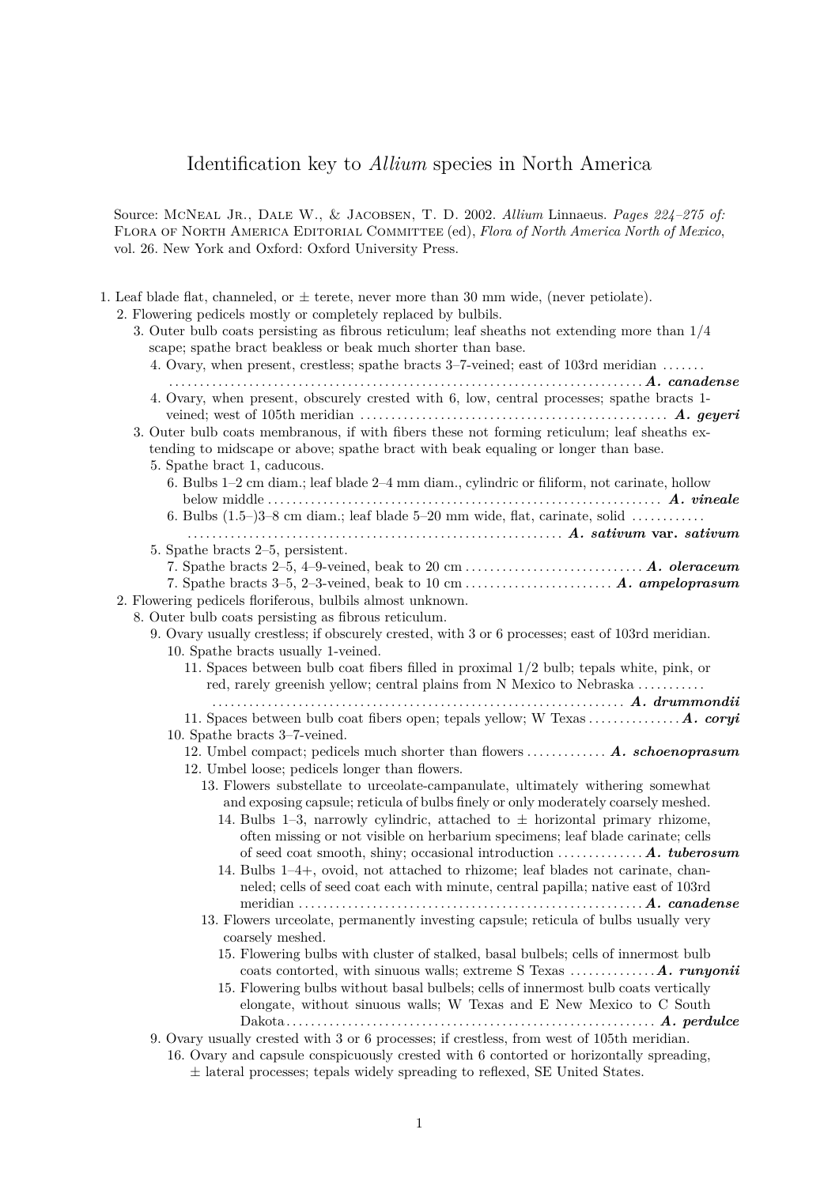// Identification key to *Allium* species in North America

Source: McNeal Jr., Dale W., & Jacobsen, T. D. 2002. *Allium* Linnaeus. *Pages 224–275 of:* Flora of North America Editorial Committee (ed), *Flora of North America North of Mexico*, vol. 26. New York and Oxford: Oxford University Press.

1. Leaf blade flat, channeled, or ± terete, never more than 30 mm wide, (never petiolate).
   2. Flowering pedicels mostly or completely replaced by bulbils.
      3. Outer bulb coats persisting as fibrous reticulum; leaf sheaths not extending more than 1/4 scape; spathe bract beakless or beak much shorter than base.
         4. Ovary, when present, crestless; spathe bracts 3–7-veined; east of 103rd meridian . . . . . . . . . . **A. canadense**
         4. Ovary, when present, obscurely crested with 6, low, central processes; spathe bracts 1-veined; west of 105th meridian . . . . . . . . . . **A. geyeri**
      3. Outer bulb coats membranous, if with fibers these not forming reticulum; leaf sheaths extending to midscape or above; spathe bract with beak equaling or longer than base.
         5. Spathe bract 1, caducous.
            6. Bulbs 1–2 cm diam.; leaf blade 2–4 mm diam., cylindric or filiform, not carinate, hollow below middle . . . . . . . . . . **A. vineale**
            6. Bulbs (1.5–)3–8 cm diam.; leaf blade 5–20 mm wide, flat, carinate, solid . . . . . . . . . . **A. sativum var. sativum**
         5. Spathe bracts 2–5, persistent.
            7. Spathe bracts 2–5, 4–9-veined, beak to 20 cm . . . . . . . . . . **A. oleraceum**
            7. Spathe bracts 3–5, 2–3-veined, beak to 10 cm . . . . . . . . . . **A. ampeloprasum**
   2. Flowering pedicels floriferous, bulbils almost unknown.
      8. Outer bulb coats persisting as fibrous reticulum.
         9. Ovary usually crestless; if obscurely crested, with 3 or 6 processes; east of 103rd meridian.
            10. Spathe bracts usually 1-veined.
               11. Spaces between bulb coat fibers filled in proximal 1/2 bulb; tepals white, pink, or red, rarely greenish yellow; central plains from N Mexico to Nebraska . . . . . . . . . . **A. drummondii**
               11. Spaces between bulb coat fibers open; tepals yellow; W Texas . . . . . . . . . . **A. coryi**
            10. Spathe bracts 3–7-veined.
               12. Umbel compact; pedicels much shorter than flowers . . . . . . . . . . **A. schoenoprasum**
               12. Umbel loose; pedicels longer than flowers.
                  13. Flowers substellate to urceolate-campanulate, ultimately withering somewhat and exposing capsule; reticula of bulbs finely or only moderately coarsely meshed.
                     14. Bulbs 1–3, narrowly cylindric, attached to ± horizontal primary rhizome, often missing or not visible on herbarium specimens; leaf blade carinate; cells of seed coat smooth, shiny; occasional introduction . . . . . . . . . . **A. tuberosum**
                     14. Bulbs 1–4+, ovoid, not attached to rhizome; leaf blades not carinate, channeled; cells of seed coat each with minute, central papilla; native east of 103rd meridian . . . . . . . . . . **A. canadense**
                  13. Flowers urceolate, permanently investing capsule; reticula of bulbs usually very coarsely meshed.
                     15. Flowering bulbs with cluster of stalked, basal bulbels; cells of innermost bulb coats contorted, with sinuous walls; extreme S Texas . . . . . . . . . . **A. runyonii**
                     15. Flowering bulbs without basal bulbels; cells of innermost bulb coats vertically elongate, without sinuous walls; W Texas and E New Mexico to C South Dakota . . . . . . . . . . **A. perdulce**
         9. Ovary usually crested with 3 or 6 processes; if crestless, from west of 105th meridian.
            16. Ovary and capsule conspicuously crested with 6 contorted or horizontally spreading, ± lateral processes; tepals widely spreading to reflexed, SE United States.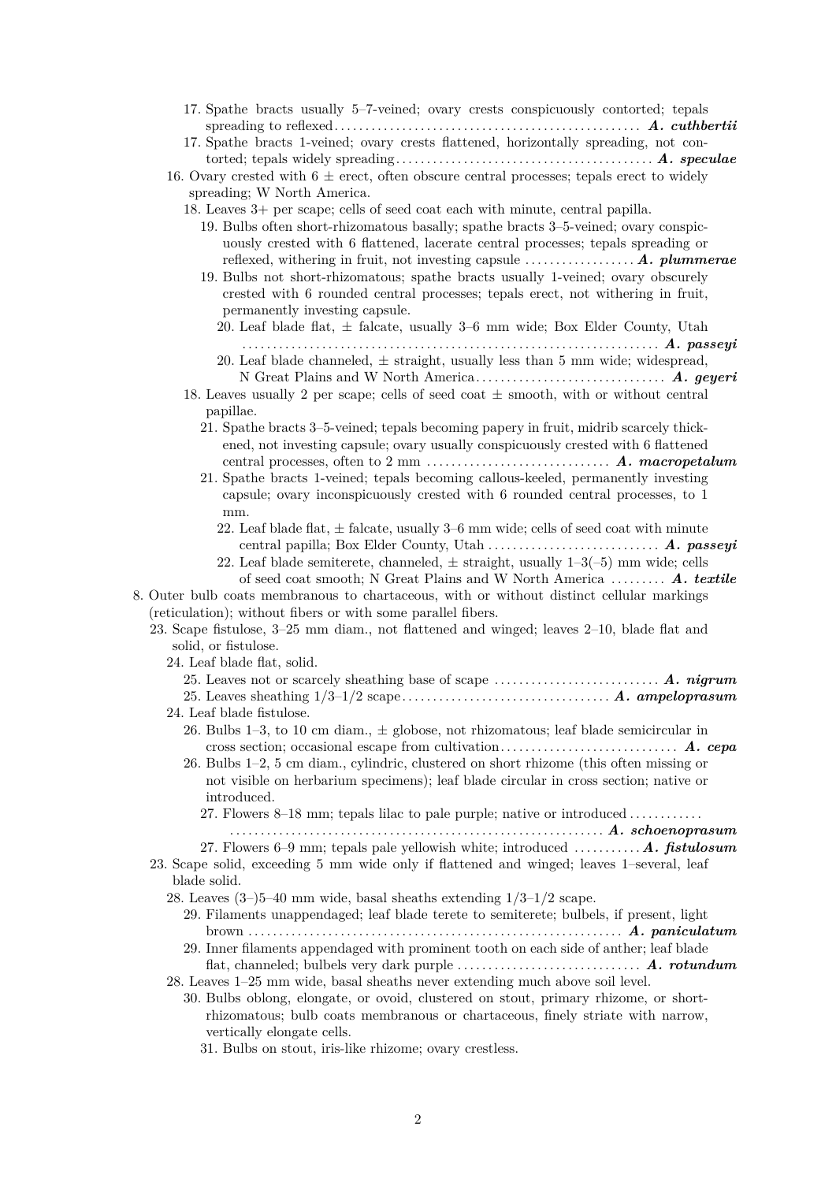17. Spathe bracts usually 5–7-veined; ovary crests conspicuously contorted; tepals spreading to reflexed .................................................. ***A. cuthbertii***

17. Spathe bracts 1-veined; ovary crests flattened, horizontally spreading, not contorted; tepals widely spreading .......................................... ***A. speculae***

16. Ovary crested with 6 ± erect, often obscure central processes; tepals erect to widely spreading; W North America.

18. Leaves 3+ per scape; cells of seed coat each with minute, central papilla.

19. Bulbs often short-rhizomatous basally; spathe bracts 3–5-veined; ovary conspicuously crested with 6 flattened, lacerate central processes; tepals spreading or reflexed, withering in fruit, not investing capsule .................. ***A. plummerae***

19. Bulbs not short-rhizomatous; spathe bracts usually 1-veined; ovary obscurely crested with 6 rounded central processes; tepals erect, not withering in fruit, permanently investing capsule.

20. Leaf blade flat, ± falcate, usually 3–6 mm wide; Box Elder County, Utah .................................................................... ***A. passeyi***

20. Leaf blade channeled, ± straight, usually less than 5 mm wide; widespread, N Great Plains and W North America ............................... ***A. geyeri***

18. Leaves usually 2 per scape; cells of seed coat ± smooth, with or without central papillae.

21. Spathe bracts 3–5-veined; tepals becoming papery in fruit, midrib scarcely thickened, not investing capsule; ovary usually conspicuously crested with 6 flattened central processes, often to 2 mm .............................. ***A. macropetalum***

21. Spathe bracts 1-veined; tepals becoming callous-keeled, permanently investing capsule; ovary inconspicuously crested with 6 rounded central processes, to 1 mm.

22. Leaf blade flat, ± falcate, usually 3–6 mm wide; cells of seed coat with minute central papilla; Box Elder County, Utah ............................ ***A. passeyi***

22. Leaf blade semiterete, channeled, ± straight, usually 1–3(–5) mm wide; cells of seed coat smooth; N Great Plains and W North America ......... ***A. textile***

8. Outer bulb coats membranous to chartaceous, with or without distinct cellular markings (reticulation); without fibers or with some parallel fibers.

23. Scape fistulose, 3–25 mm diam., not flattened and winged; leaves 2–10, blade flat and solid, or fistulose.

24. Leaf blade flat, solid.

25. Leaves not or scarcely sheathing base of scape ........................... ***A. nigrum***

25. Leaves sheathing 1/3–1/2 scape .................................. ***A. ampeloprasum***

24. Leaf blade fistulose.

26. Bulbs 1–3, to 10 cm diam., ± globose, not rhizomatous; leaf blade semicircular in cross section; occasional escape from cultivation ............................. ***A. cepa***

26. Bulbs 1–2, 5 cm diam., cylindric, clustered on short rhizome (this often missing or not visible on herbarium specimens); leaf blade circular in cross section; native or introduced.

27. Flowers 8–18 mm; tepals lilac to pale purple; native or introduced ............................................................................ ***A. schoenoprasum***

27. Flowers 6–9 mm; tepals pale yellowish white; introduced ........... ***A. fistulosum***

23. Scape solid, exceeding 5 mm wide only if flattened and winged; leaves 1–several, leaf blade solid.

28. Leaves (3–)5–40 mm wide, basal sheaths extending 1/3–1/2 scape.

29. Filaments unappendaged; leaf blade terete to semiterete; bulbels, if present, light brown ............................................................ ***A. paniculatum***

29. Inner filaments appendaged with prominent tooth on each side of anther; leaf blade flat, channeled; bulbels very dark purple .............................. ***A. rotundum***

28. Leaves 1–25 mm wide, basal sheaths never extending much above soil level.

30. Bulbs oblong, elongate, or ovoid, clustered on stout, primary rhizome, or short-rhizomatous; bulb coats membranous or chartaceous, finely striate with narrow, vertically elongate cells.

31. Bulbs on stout, iris-like rhizome; ovary crestless.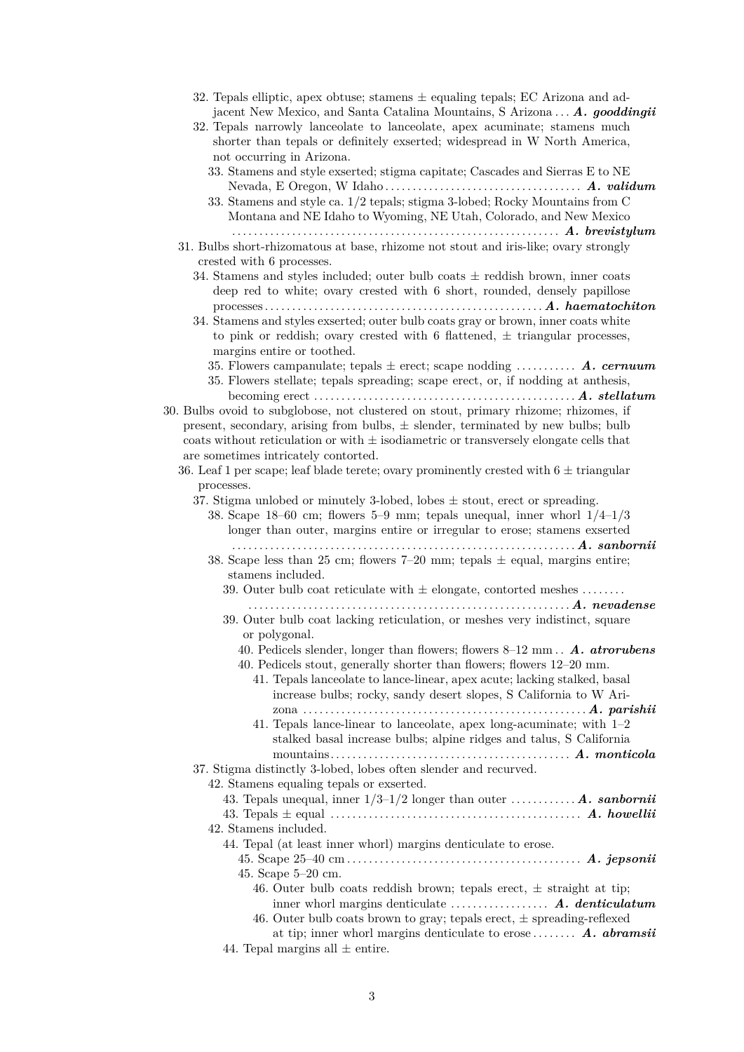32. Tepals elliptic, apex obtuse; stamens ± equaling tepals; EC Arizona and adjacent New Mexico, and Santa Catalina Mountains, S Arizona . . . ***A. gooddingii***

32. Tepals narrowly lanceolate to lanceolate, apex acuminate; stamens much shorter than tepals or definitely exserted; widespread in W North America, not occurring in Arizona.

33. Stamens and style exserted; stigma capitate; Cascades and Sierras E to NE Nevada, E Oregon, W Idaho . . . . . . . . . . . . . . . . . . . . . . . . . . . . . . . . . . . . ***A. validum***

33. Stamens and style ca. 1/2 tepals; stigma 3-lobed; Rocky Mountains from C Montana and NE Idaho to Wyoming, NE Utah, Colorado, and New Mexico . . . . . . . . . . . . . . . . . . . . . . . . . . . . . . . . . . . . . . . . . . . . . . . . . . . . . . . . . . ***A. brevistylum***

31. Bulbs short-rhizomatous at base, rhizome not stout and iris-like; ovary strongly crested with 6 processes.

34. Stamens and styles included; outer bulb coats ± reddish brown, inner coats deep red to white; ovary crested with 6 short, rounded, densely papillose processes . . . . . . . . . . . . . . . . . . . . . . . . . . . . . . . . . . . . . . . . . . . . . . . . . ***A. haematochiton***

34. Stamens and styles exserted; outer bulb coats gray or brown, inner coats white to pink or reddish; ovary crested with 6 flattened, ± triangular processes, margins entire or toothed.

35. Flowers campanulate; tepals ± erect; scape nodding . . . . . . . . . . ***A. cernuum***

35. Flowers stellate; tepals spreading; scape erect, or, if nodding at anthesis, becoming erect . . . . . . . . . . . . . . . . . . . . . . . . . . . . . . . . . . . . . . . . . . . . . . . . ***A. stellatum***

30. Bulbs ovoid to subglobose, not clustered on stout, primary rhizome; rhizomes, if present, secondary, arising from bulbs, ± slender, terminated by new bulbs; bulb coats without reticulation or with ± isodiametric or transversely elongate cells that are sometimes intricately contorted.

36. Leaf 1 per scape; leaf blade terete; ovary prominently crested with 6 ± triangular processes.

37. Stigma unlobed or minutely 3-lobed, lobes ± stout, erect or spreading.

38. Scape 18–60 cm; flowers 5–9 mm; tepals unequal, inner whorl 1/4–1/3 longer than outer, margins entire or irregular to erose; stamens exserted . . . . . . . . . . . . . . . . . . . . . . . . . . . . . . . . . . . . . . . . . . . . . . . . . . . . . . . . . . . . . ***A. sanbornii***

38. Scape less than 25 cm; flowers 7–20 mm; tepals ± equal, margins entire; stamens included.

39. Outer bulb coat reticulate with ± elongate, contorted meshes . . . . . . . . . . . . . . . . . . . . . . . . . . . . . . . . . . . . . . . . . . . . . . . . . . . . . . . . . . . . . . . . . ***A. nevadense***

39. Outer bulb coat lacking reticulation, or meshes very indistinct, square or polygonal.

40. Pedicels slender, longer than flowers; flowers 8–12 mm . . ***A. atrorubens***

40. Pedicels stout, generally shorter than flowers; flowers 12–20 mm.

41. Tepals lanceolate to lance-linear, apex acute; lacking stalked, basal increase bulbs; rocky, sandy desert slopes, S California to W Arizona . . . . . . . . . . . . . . . . . . . . . . . . . . . . . . . . . . . . . . . . . . . . . . . . . . . ***A. parishii***

41. Tepals lance-linear to lanceolate, apex long-acuminate; with 1–2 stalked basal increase bulbs; alpine ridges and talus, S California mountains . . . . . . . . . . . . . . . . . . . . . . . . . . . . . . . . . . . . . . . . . . . ***A. monticola***

37. Stigma distinctly 3-lobed, lobes often slender and recurved.

42. Stamens equaling tepals or exserted.

43. Tepals unequal, inner 1/3–1/2 longer than outer . . . . . . . . . . . . ***A. sanbornii***

43. Tepals ± equal . . . . . . . . . . . . . . . . . . . . . . . . . . . . . . . . . . . . . . . . . . . . . ***A. howellii***

42. Stamens included.

44. Tepal (at least inner whorl) margins denticulate to erose.

45. Scape 25–40 cm . . . . . . . . . . . . . . . . . . . . . . . . . . . . . . . . . . . . . . . . . . ***A. jepsonii***

45. Scape 5–20 cm.

46. Outer bulb coats reddish brown; tepals erect, ± straight at tip; inner whorl margins denticulate . . . . . . . . . . . . . . . . . . ***A. denticulatum***

46. Outer bulb coats brown to gray; tepals erect, ± spreading-reflexed at tip; inner whorl margins denticulate to erose . . . . . . . . ***A. abramsii***

44. Tepal margins all ± entire.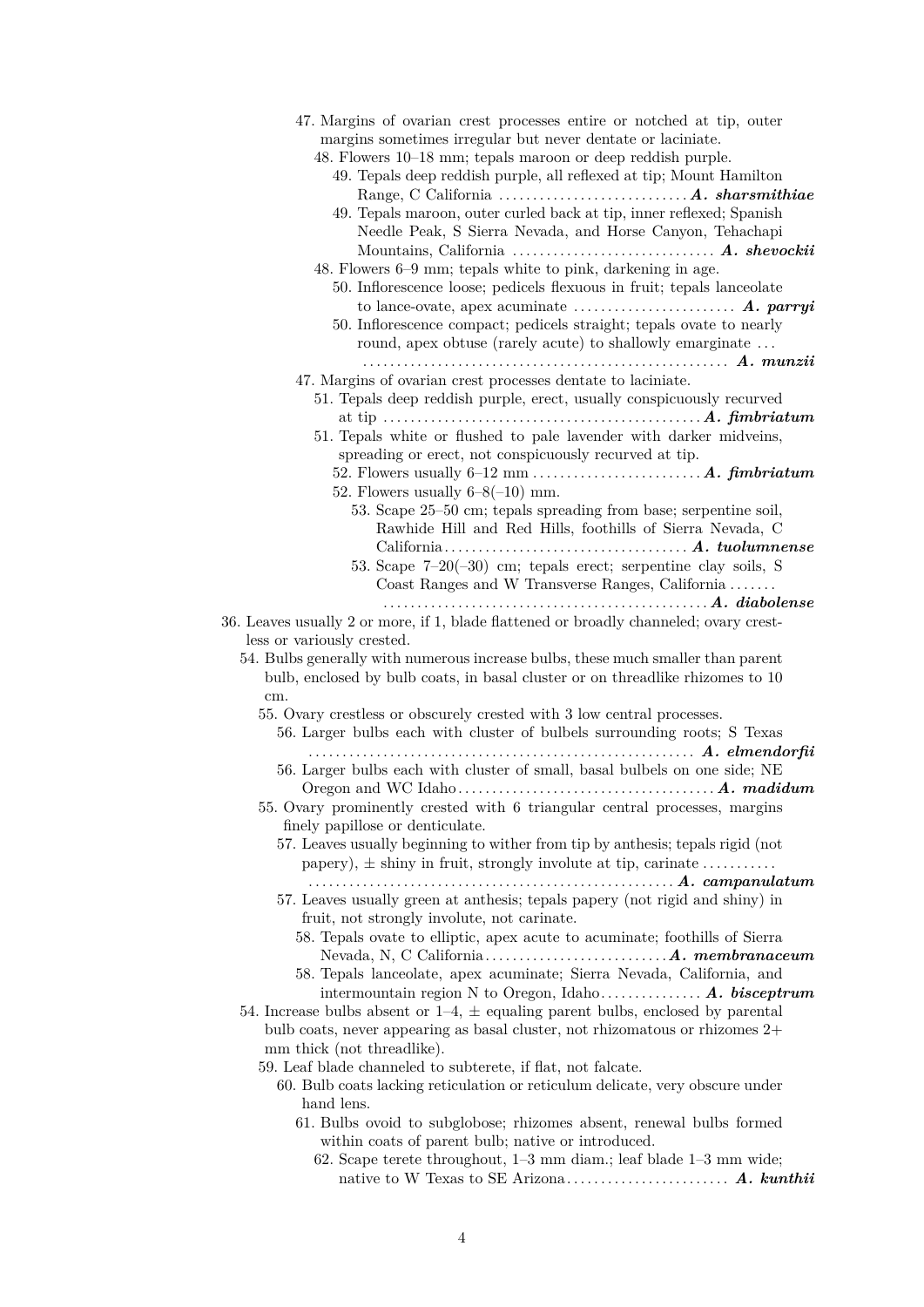47. Margins of ovarian crest processes entire or notched at tip, outer margins sometimes irregular but never dentate or laciniate.

  48. Flowers 10–18 mm; tepals maroon or deep reddish purple.

    49. Tepals deep reddish purple, all reflexed at tip; Mount Hamilton Range, C California . . . . . . . . . . . . . . . . . . . . . . . . . . . . ***A. sharsmithiae***

    49. Tepals maroon, outer curled back at tip, inner reflexed; Spanish Needle Peak, S Sierra Nevada, and Horse Canyon, Tehachapi Mountains, California . . . . . . . . . . . . . . . . . . . . . . . . . . . . . . ***A. shevockii***

  48. Flowers 6–9 mm; tepals white to pink, darkening in age.

    50. Inflorescence loose; pedicels flexuous in fruit; tepals lanceolate to lance-ovate, apex acuminate . . . . . . . . . . . . . . . . . . . . . . . . ***A. parryi***

    50. Inflorescence compact; pedicels straight; tepals ovate to nearly round, apex obtuse (rarely acute) to shallowly emarginate . . . . . . . . . . . . . . . . . . . . . . . . . . . . . . . . . . . . . . . . . . . . . . . . . . . . . . . ***A. munzii***

47. Margins of ovarian crest processes dentate to laciniate.

  51. Tepals deep reddish purple, erect, usually conspicuously recurved at tip . . . . . . . . . . . . . . . . . . . . . . . . . . . . . . . . . . . . . . . . . . . . . . . ***A. fimbriatum***

  51. Tepals white or flushed to pale lavender with darker midveins, spreading or erect, not conspicuously recurved at tip.

    52. Flowers usually 6–12 mm . . . . . . . . . . . . . . . . . . . . . . . . . ***A. fimbriatum***

    52. Flowers usually 6–8(–10) mm.

      53. Scape 25–50 cm; tepals spreading from base; serpentine soil, Rawhide Hill and Red Hills, foothills of Sierra Nevada, C California . . . . . . . . . . . . . . . . . . . . . . . . . . . . . . . . . . . . ***A. tuolumnense***

      53. Scape 7–20(–30) cm; tepals erect; serpentine clay soils, S Coast Ranges and W Transverse Ranges, California . . . . . . . . . . . . . . . . . . . . . . . . . . . . . . . . . . . . . . . . . . . . . . . . . . . . . . . ***A. diabolense***

36. Leaves usually 2 or more, if 1, blade flattened or broadly channeled; ovary crestless or variously crested.

  54. Bulbs generally with numerous increase bulbs, these much smaller than parent bulb, enclosed by bulb coats, in basal cluster or on threadlike rhizomes to 10 cm.

    55. Ovary crestless or obscurely crested with 3 low central processes.

      56. Larger bulbs each with cluster of bulbels surrounding roots; S Texas . . . . . . . . . . . . . . . . . . . . . . . . . . . . . . . . . . . . . . . . . . . . . . . . . . . . . . . ***A. elmendorfii***

      56. Larger bulbs each with cluster of small, basal bulbels on one side; NE Oregon and WC Idaho . . . . . . . . . . . . . . . . . . . . . . . . . . . . . . . . . . . . . . ***A. madidum***

    55. Ovary prominently crested with 6 triangular central processes, margins finely papillose or denticulate.

      57. Leaves usually beginning to wither from tip by anthesis; tepals rigid (not papery), ± shiny in fruit, strongly involute at tip, carinate . . . . . . . . . . . . . . . . . . . . . . . . . . . . . . . . . . . . . . . . . . . . . . . . . . . . . . . . . . . . . . . . . ***A. campanulatum***

      57. Leaves usually green at anthesis; tepals papery (not rigid and shiny) in fruit, not strongly involute, not carinate.

        58. Tepals ovate to elliptic, apex acute to acuminate; foothills of Sierra Nevada, N, C California . . . . . . . . . . . . . . . . . . . . . . . . . . . ***A. membranaceum***

        58. Tepals lanceolate, apex acuminate; Sierra Nevada, California, and intermountain region N to Oregon, Idaho . . . . . . . . . . . . . . . ***A. bisceptrum***

  54. Increase bulbs absent or 1–4, ± equaling parent bulbs, enclosed by parental bulb coats, never appearing as basal cluster, not rhizomatous or rhizomes 2+ mm thick (not threadlike).

    59. Leaf blade channeled to subterete, if flat, not falcate.

      60. Bulb coats lacking reticulation or reticulum delicate, very obscure under hand lens.

        61. Bulbs ovoid to subglobose; rhizomes absent, renewal bulbs formed within coats of parent bulb; native or introduced.

          62. Scape terete throughout, 1–3 mm diam.; leaf blade 1–3 mm wide; native to W Texas to SE Arizona . . . . . . . . . . . . . . . . . . . . . . . . ***A. kunthii***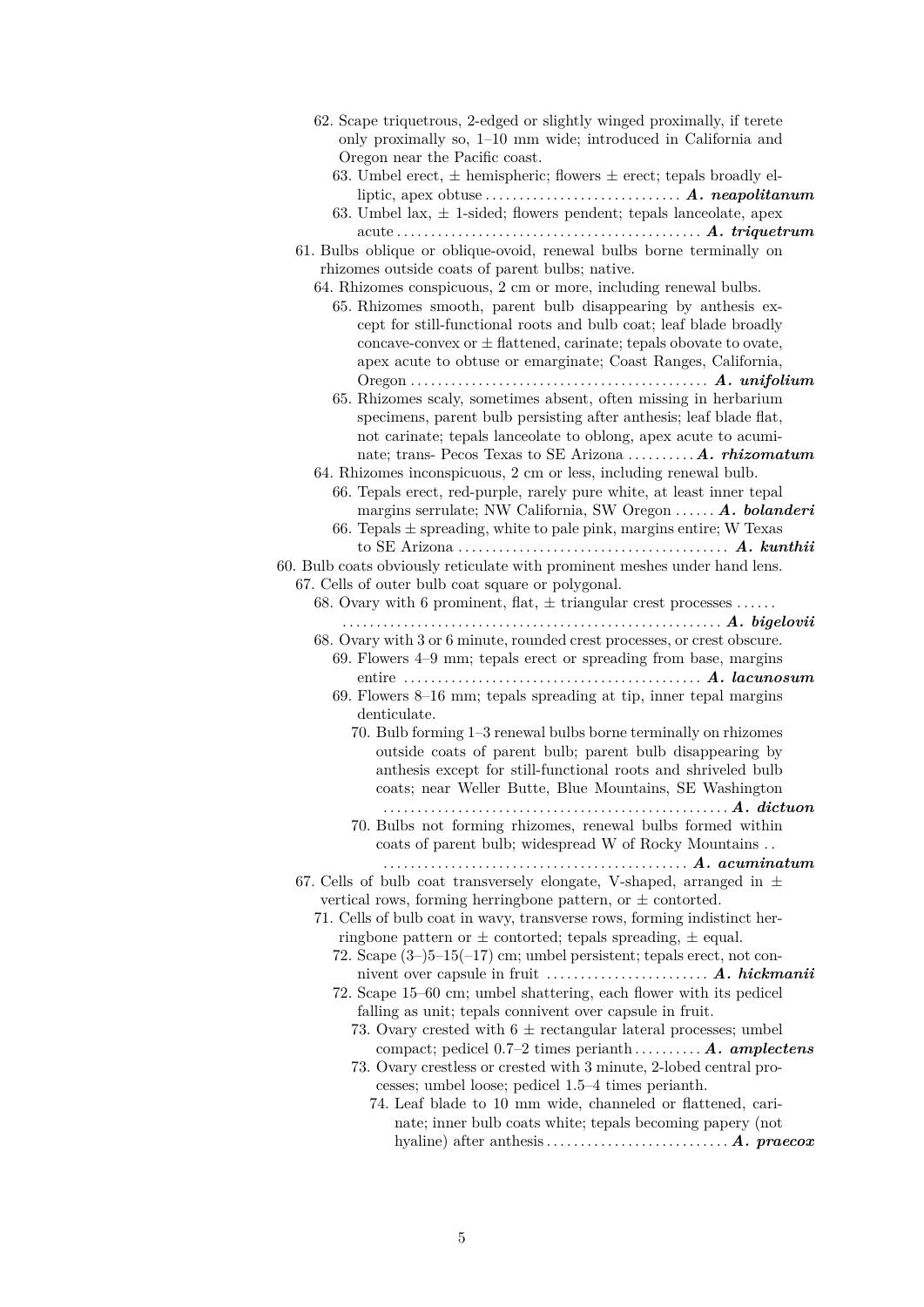62. Scape triquetrous, 2-edged or slightly winged proximally, if terete only proximally so, 1–10 mm wide; introduced in California and Oregon near the Pacific coast.
 63. Umbel erect, ± hemispheric; flowers ± erect; tepals broadly elliptic, apex obtuse . . . . . . . . . . . . . . . . . . . . . . . . . . . . . ***A. neapolitanum***
 63. Umbel lax, ± 1-sided; flowers pendent; tepals lanceolate, apex acute . . . . . . . . . . . . . . . . . . . . . . . . . . . . . . . . . . . . . . . . . . . . ***A. triquetrum***

61. Bulbs oblique or oblique-ovoid, renewal bulbs borne terminally on rhizomes outside coats of parent bulbs; native.
 64. Rhizomes conspicuous, 2 cm or more, including renewal bulbs.
  65. Rhizomes smooth, parent bulb disappearing by anthesis except for still-functional roots and bulb coat; leaf blade broadly concave-convex or ± flattened, carinate; tepals obovate to ovate, apex acute to obtuse or emarginate; Coast Ranges, California, Oregon . . . . . . . . . . . . . . . . . . . . . . . . . . . . . . . . . . . . . . . . . . . ***A. unifolium***
  65. Rhizomes scaly, sometimes absent, often missing in herbarium specimens, parent bulb persisting after anthesis; leaf blade flat, not carinate; tepals lanceolate to oblong, apex acute to acuminate; trans- Pecos Texas to SE Arizona . . . . . . . . . . ***A. rhizomatum***
 64. Rhizomes inconspicuous, 2 cm or less, including renewal bulb.
  66. Tepals erect, red-purple, rarely pure white, at least inner tepal margins serrulate; NW California, SW Oregon . . . . . . ***A. bolanderi***
  66. Tepals ± spreading, white to pale pink, margins entire; W Texas to SE Arizona . . . . . . . . . . . . . . . . . . . . . . . . . . . . . . . . . . . . . . . ***A. kunthii***

60. Bulb coats obviously reticulate with prominent meshes under hand lens.
 67. Cells of outer bulb coat square or polygonal.
  68. Ovary with 6 prominent, flat, ± triangular crest processes . . . . . . . . . . . . . . . . . . . . . . . . . . . . . . . . . . . . . . . . . . . . . . . . . . . . . . . . . . . . . . ***A. bigelovii***
  68. Ovary with 3 or 6 minute, rounded crest processes, or crest obscure.
   69. Flowers 4–9 mm; tepals erect or spreading from base, margins entire . . . . . . . . . . . . . . . . . . . . . . . . . . . . . . . . . . . . . . . . . . . ***A. lacunosum***
   69. Flowers 8–16 mm; tepals spreading at tip, inner tepal margins denticulate.
    70. Bulb forming 1–3 renewal bulbs borne terminally on rhizomes outside coats of parent bulb; parent bulb disappearing by anthesis except for still-functional roots and shriveled bulb coats; near Weller Butte, Blue Mountains, SE Washington . . . . . . . . . . . . . . . . . . . . . . . . . . . . . . . . . . . . . . . . . . . . . . . . . . ***A. dictuon***
    70. Bulbs not forming rhizomes, renewal bulbs formed within coats of parent bulb; widespread W of Rocky Mountains . . . . . . . . . . . . . . . . . . . . . . . . . . . . . . . . . . . . . . . . . . . . . . . ***A. acuminatum***
 67. Cells of bulb coat transversely elongate, V-shaped, arranged in ± vertical rows, forming herringbone pattern, or ± contorted.
  71. Cells of bulb coat in wavy, transverse rows, forming indistinct herringbone pattern or ± contorted; tepals spreading, ± equal.
   72. Scape (3–)5–15(–17) cm; umbel persistent; tepals erect, not connivent over capsule in fruit . . . . . . . . . . . . . . . . . . . . . . . . ***A. hickmanii***
   72. Scape 15–60 cm; umbel shattering, each flower with its pedicel falling as unit; tepals connivent over capsule in fruit.
    73. Ovary crested with 6 ± rectangular lateral processes; umbel compact; pedicel 0.7–2 times perianth . . . . . . . . . . ***A. amplectens***
    73. Ovary crestless or crested with 3 minute, 2-lobed central processes; umbel loose; pedicel 1.5–4 times perianth.
     74. Leaf blade to 10 mm wide, channeled or flattened, carinate; inner bulb coats white; tepals becoming papery (not hyaline) after anthesis . . . . . . . . . . . . . . . . . . . . . . . . . . . ***A. praecox***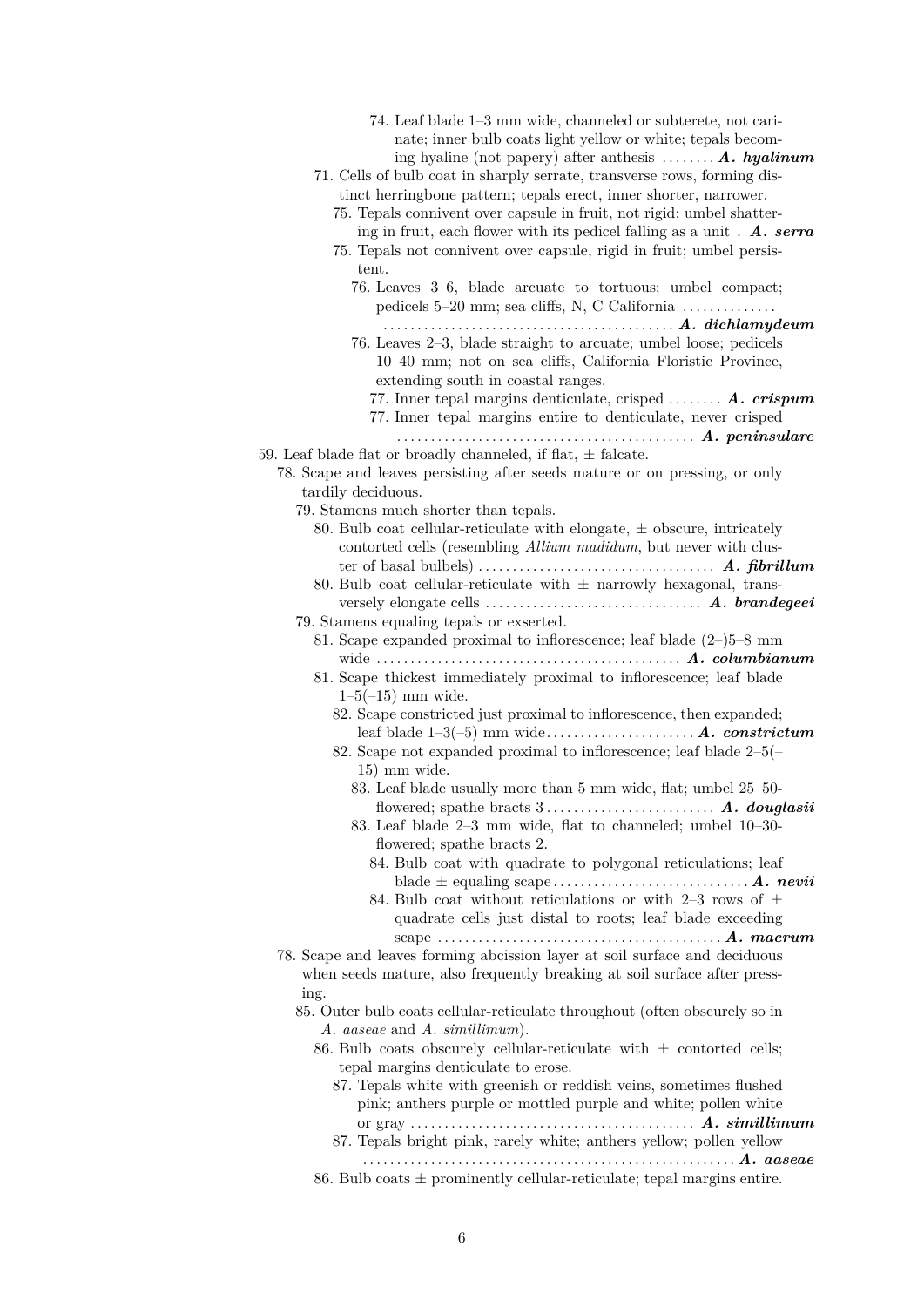74. Leaf blade 1–3 mm wide, channeled or subterete, not carinate; inner bulb coats light yellow or white; tepals becoming hyaline (not papery) after anthesis . . . . . . . . ***A. hyalinum***

71. Cells of bulb coat in sharply serrate, transverse rows, forming distinct herringbone pattern; tepals erect, inner shorter, narrower.

75. Tepals connivent over capsule in fruit, not rigid; umbel shattering in fruit, each flower with its pedicel falling as a unit . ***A. serra***

75. Tepals not connivent over capsule, rigid in fruit; umbel persistent.

76. Leaves 3–6, blade arcuate to tortuous; umbel compact; pedicels 5–20 mm; sea cliffs, N, C California . . . . . . . . . . . . . . . . . . . . . . . . . . . . . . . . . . . . . . . . . . . . . . . . . . . . . . . . ***A. dichlamydeum***

76. Leaves 2–3, blade straight to arcuate; umbel loose; pedicels 10–40 mm; not on sea cliffs, California Floristic Province, extending south in coastal ranges.

77. Inner tepal margins denticulate, crisped . . . . . . . . ***A. crispum***

77. Inner tepal margins entire to denticulate, never crisped . . . . . . . . . . . . . . . . . . . . . . . . . . . . . . . . . . . . . . . . . . . . ***A. peninsulare***

59. Leaf blade flat or broadly channeled, if flat, ± falcate.

78. Scape and leaves persisting after seeds mature or on pressing, or only tardily deciduous.

79. Stamens much shorter than tepals.

80. Bulb coat cellular-reticulate with elongate, ± obscure, intricately contorted cells (resembling *Allium madidum*, but never with cluster of basal bulbels) . . . . . . . . . . . . . . . . . . . . . . . . . . . . . . . . . . ***A. fibrillum***

80. Bulb coat cellular-reticulate with ± narrowly hexagonal, transversely elongate cells . . . . . . . . . . . . . . . . . . . . . . . . . . . . . . . . ***A. brandegeei***

79. Stamens equaling tepals or exserted.

81. Scape expanded proximal to inflorescence; leaf blade (2–)5–8 mm wide . . . . . . . . . . . . . . . . . . . . . . . . . . . . . . . . . . . . . . . . . . . . . ***A. columbianum***

81. Scape thickest immediately proximal to inflorescence; leaf blade 1–5(–15) mm wide.

82. Scape constricted just proximal to inflorescence, then expanded; leaf blade 1–3(–5) mm wide . . . . . . . . . . . . . . . . . . . . . . ***A. constrictum***

82. Scape not expanded proximal to inflorescence; leaf blade 2–5(–15) mm wide.

83. Leaf blade usually more than 5 mm wide, flat; umbel 25–50-flowered; spathe bracts 3 . . . . . . . . . . . . . . . . . . . . . . . . . ***A. douglasii***

83. Leaf blade 2–3 mm wide, flat to channeled; umbel 10–30-flowered; spathe bracts 2.

84. Bulb coat with quadrate to polygonal reticulations; leaf blade ± equaling scape . . . . . . . . . . . . . . . . . . . . . . . . . . . . . ***A. nevii***

84. Bulb coat without reticulations or with 2–3 rows of ± quadrate cells just distal to roots; leaf blade exceeding scape . . . . . . . . . . . . . . . . . . . . . . . . . . . . . . . . . . . . . . . . . . ***A. macrum***

78. Scape and leaves forming abcission layer at soil surface and deciduous when seeds mature, also frequently breaking at soil surface after pressing.

85. Outer bulb coats cellular-reticulate throughout (often obscurely so in *A. aaseae* and *A. simillimum*).

86. Bulb coats obscurely cellular-reticulate with ± contorted cells; tepal margins denticulate to erose.

87. Tepals white with greenish or reddish veins, sometimes flushed pink; anthers purple or mottled purple and white; pollen white or gray . . . . . . . . . . . . . . . . . . . . . . . . . . . . . . . . . . . . . . . . . ***A. simillimum***

87. Tepals bright pink, rarely white; anthers yellow; pollen yellow . . . . . . . . . . . . . . . . . . . . . . . . . . . . . . . . . . . . . . . . . . . . . . . . . . . . . . . ***A. aaseae***

86. Bulb coats ± prominently cellular-reticulate; tepal margins entire.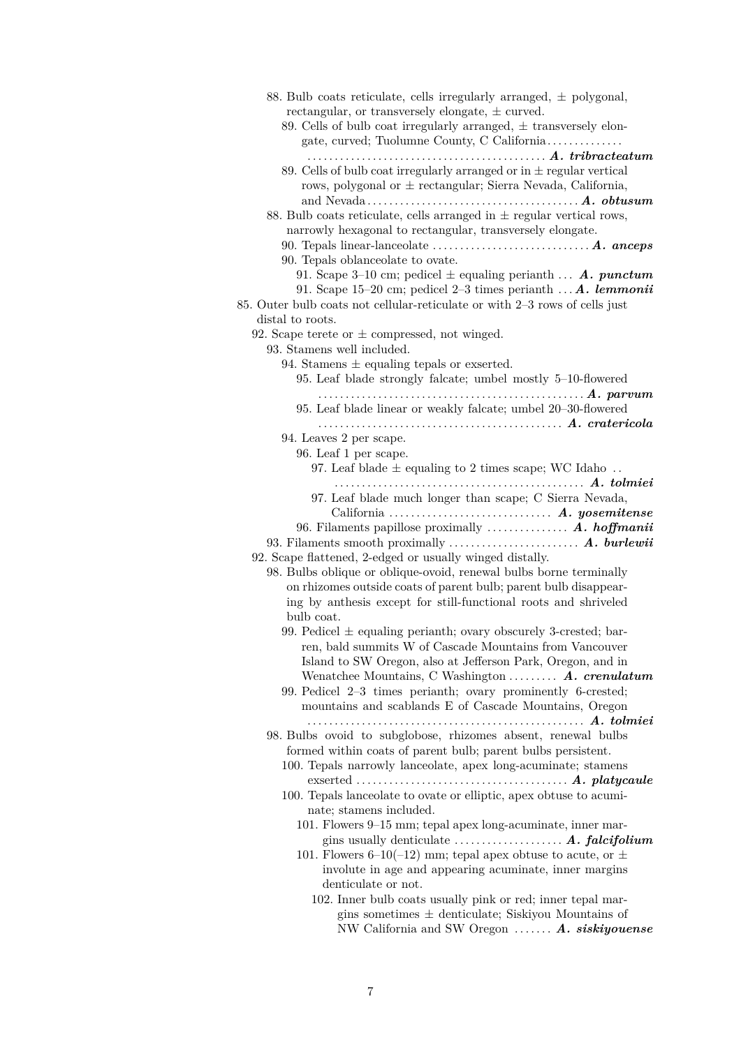88. Bulb coats reticulate, cells irregularly arranged, ± polygonal, rectangular, or transversely elongate, ± curved.

89. Cells of bulb coat irregularly arranged, ± transversely elongate, curved; Tuolumne County, C California . . . . . . . . . . . . . **_A. tribracteatum_**

89. Cells of bulb coat irregularly arranged or in ± regular vertical rows, polygonal or ± rectangular; Sierra Nevada, California, and Nevada . . . . . . . . **_A. obtusum_**

88. Bulb coats reticulate, cells arranged in ± regular vertical rows, narrowly hexagonal to rectangular, transversely elongate.

90. Tepals linear-lanceolate . . . . . . . . **_A. anceps_**

90. Tepals oblanceolate to ovate.

91. Scape 3–10 cm; pedicel ± equaling perianth . . . **_A. punctum_**

91. Scape 15–20 cm; pedicel 2–3 times perianth . . . **_A. lemmonii_**

85. Outer bulb coats not cellular-reticulate or with 2–3 rows of cells just distal to roots.

92. Scape terete or ± compressed, not winged.

93. Stamens well included.

94. Stamens ± equaling tepals or exserted.

95. Leaf blade strongly falcate; umbel mostly 5–10-flowered . . . . . . . . **_A. parvum_**

95. Leaf blade linear or weakly falcate; umbel 20–30-flowered . . . . . . . . **_A. cratericola_**

94. Leaves 2 per scape.

96. Leaf 1 per scape.

97. Leaf blade ± equaling to 2 times scape; WC Idaho . . . . . . . . **_A. tolmiei_**

97. Leaf blade much longer than scape; C Sierra Nevada, California . . . . . . . . **_A. yosemitense_**

96. Filaments papillose proximally . . . . . . . . **_A. hoffmanii_**

93. Filaments smooth proximally . . . . . . . . **_A. burlewii_**

92. Scape flattened, 2-edged or usually winged distally.

98. Bulbs oblique or oblique-ovoid, renewal bulbs borne terminally on rhizomes outside coats of parent bulb; parent bulb disappearing by anthesis except for still-functional roots and shriveled bulb coat.

99. Pedicel ± equaling perianth; ovary obscurely 3-crested; barren, bald summits W of Cascade Mountains from Vancouver Island to SW Oregon, also at Jefferson Park, Oregon, and in Wenatchee Mountains, C Washington . . . . . . . . **_A. crenulatum_**

99. Pedicel 2–3 times perianth; ovary prominently 6-crested; mountains and scablands E of Cascade Mountains, Oregon . . . . . . . . **_A. tolmiei_**

98. Bulbs ovoid to subglobose, rhizomes absent, renewal bulbs formed within coats of parent bulb; parent bulbs persistent.

100. Tepals narrowly lanceolate, apex long-acuminate; stamens exserted . . . . . . . . **_A. platycaule_**

100. Tepals lanceolate to ovate or elliptic, apex obtuse to acuminate; stamens included.

101. Flowers 9–15 mm; tepal apex long-acuminate, inner margins usually denticulate . . . . . . . . **_A. falcifolium_**

101. Flowers 6–10(–12) mm; tepal apex obtuse to acute, or ± involute in age and appearing acuminate, inner margins denticulate or not.

102. Inner bulb coats usually pink or red; inner tepal margins sometimes ± denticulate; Siskiyou Mountains of NW California and SW Oregon . . . . . . . **_A. siskiyouense_**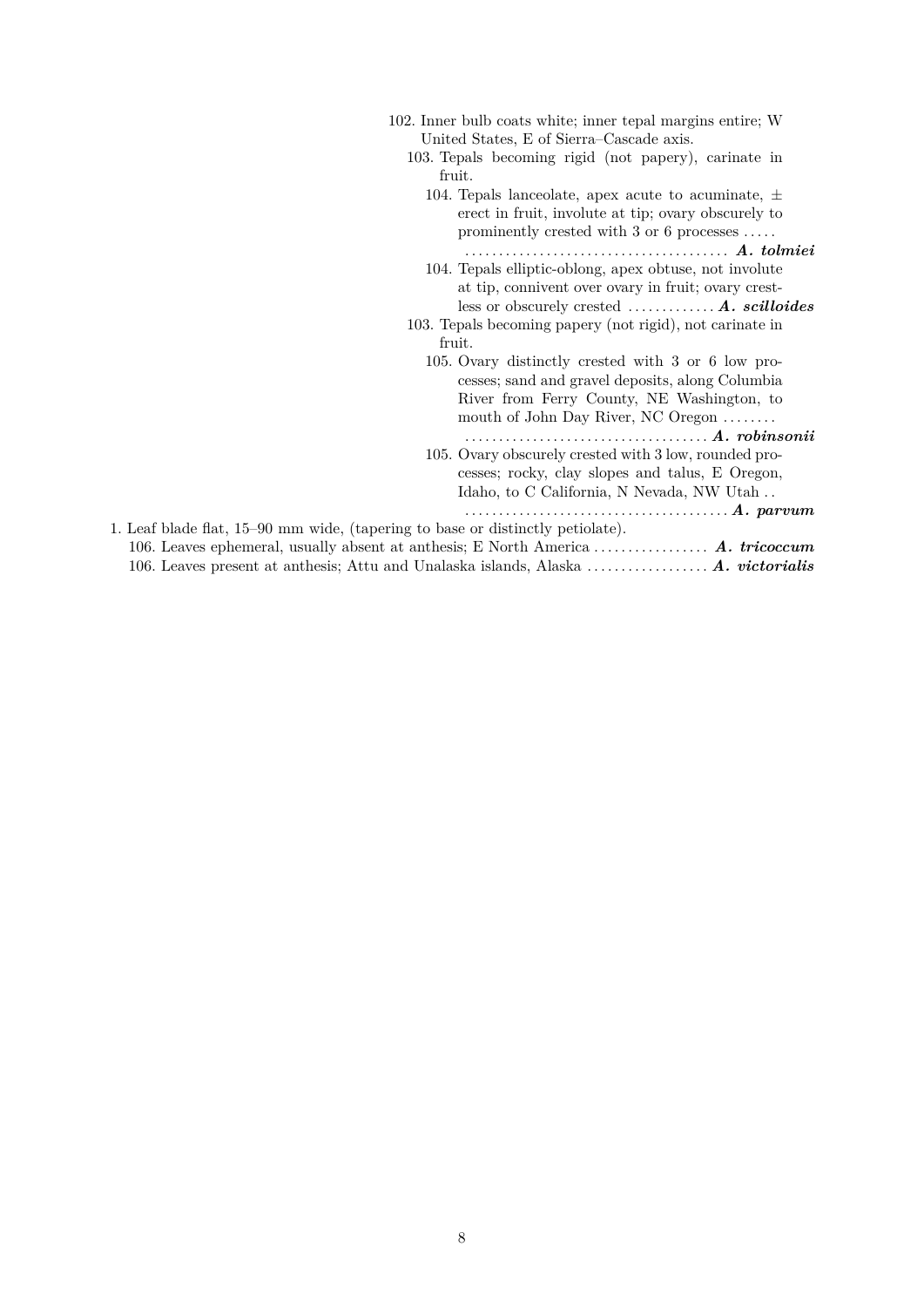102. Inner bulb coats white; inner tepal margins entire; W United States, E of Sierra–Cascade axis.
  - 103. Tepals becoming rigid (not papery), carinate in fruit.
    - 104. Tepals lanceolate, apex acute to acuminate, ± erect in fruit, involute at tip; ovary obscurely to prominently crested with 3 or 6 processes . . . . . . . . . . . . . . . . . . . . . . . . . . . . . . . . . . . . . . . . . . . ***A. tolmiei***
    - 104. Tepals elliptic-oblong, apex obtuse, not involute at tip, connivent over ovary in fruit; ovary crestless or obscurely crested . . . . . . . . . . . . . ***A. scilloides***
  - 103. Tepals becoming papery (not rigid), not carinate in fruit.
    - 105. Ovary distinctly crested with 3 or 6 low processes; sand and gravel deposits, along Columbia River from Ferry County, NE Washington, to mouth of John Day River, NC Oregon . . . . . . . . . . . . . . . . . . . . . . . . . . . . . . . . . . . . . . . . . . . . ***A. robinsonii***
    - 105. Ovary obscurely crested with 3 low, rounded processes; rocky, clay slopes and talus, E Oregon, Idaho, to C California, N Nevada, NW Utah . . . . . . . . . . . . . . . . . . . . . . . . . . . . . . . . . . . . . . . . . . ***A. parvum***

1. Leaf blade flat, 15–90 mm wide, (tapering to base or distinctly petiolate).
  - 106. Leaves ephemeral, usually absent at anthesis; E North America . . . . . . . . . . . . . . . . . ***A. tricoccum***
  - 106. Leaves present at anthesis; Attu and Unalaska islands, Alaska . . . . . . . . . . . . . . . . . . ***A. victorialis***